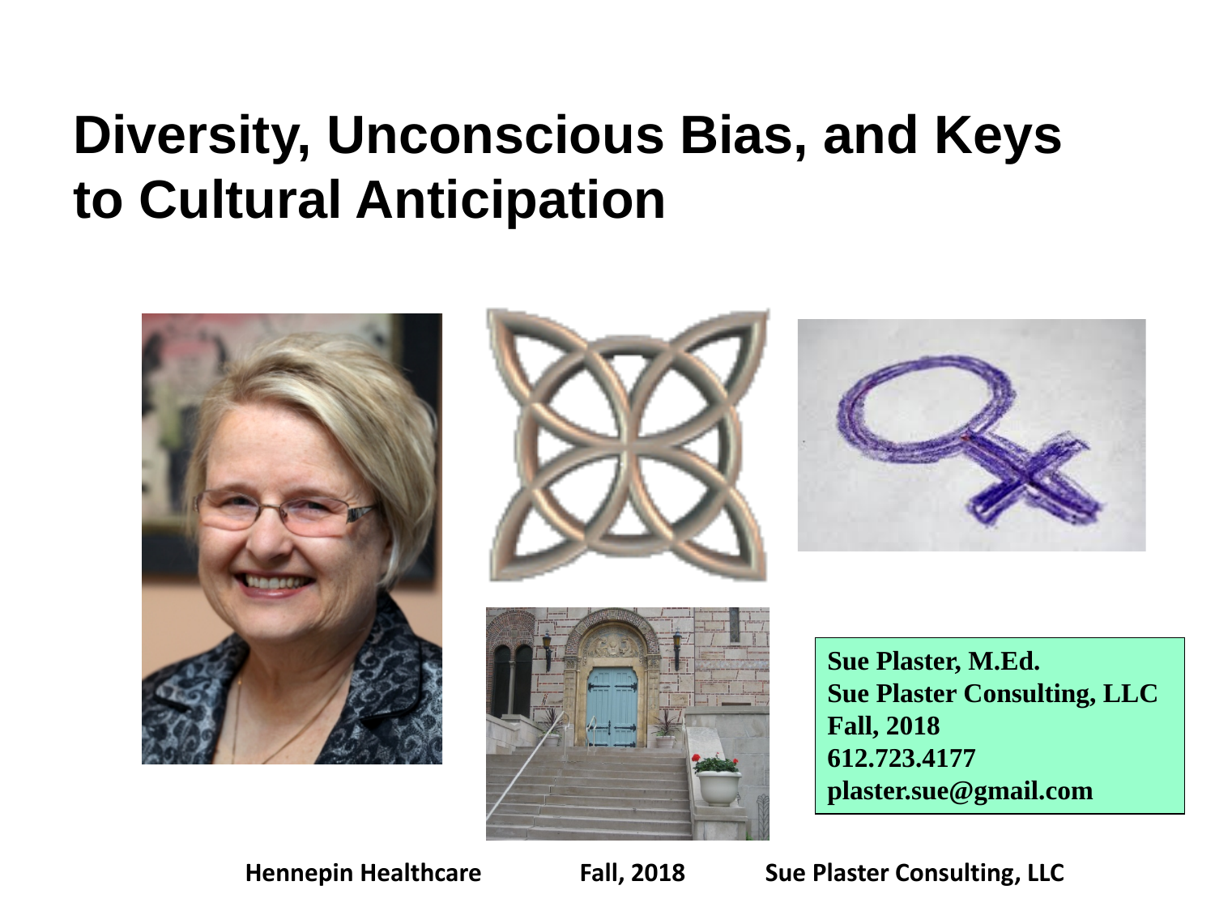# Diversity, Unconscious Bias, and Keys to Cultural Anticipation

**Sue Plaster, M.Ed.**
**Sue Plaster Consulting, LLC**
**Fall, 2018**
**612.723.4177**
**plaster.sue@gmail.com**

**Hennepin Healthcare** **Fall, 2018** **Sue Plaster Consulting, LLC**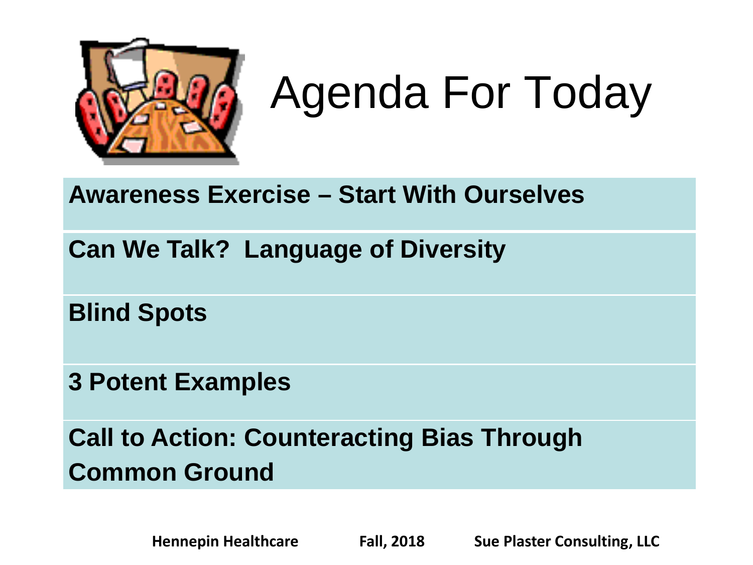# Agenda For Today

**Awareness Exercise – Start With Ourselves**

**Can We Talk? Language of Diversity**

**Blind Spots**

**3 Potent Examples**

**Call to Action: Counteracting Bias Through Common Ground**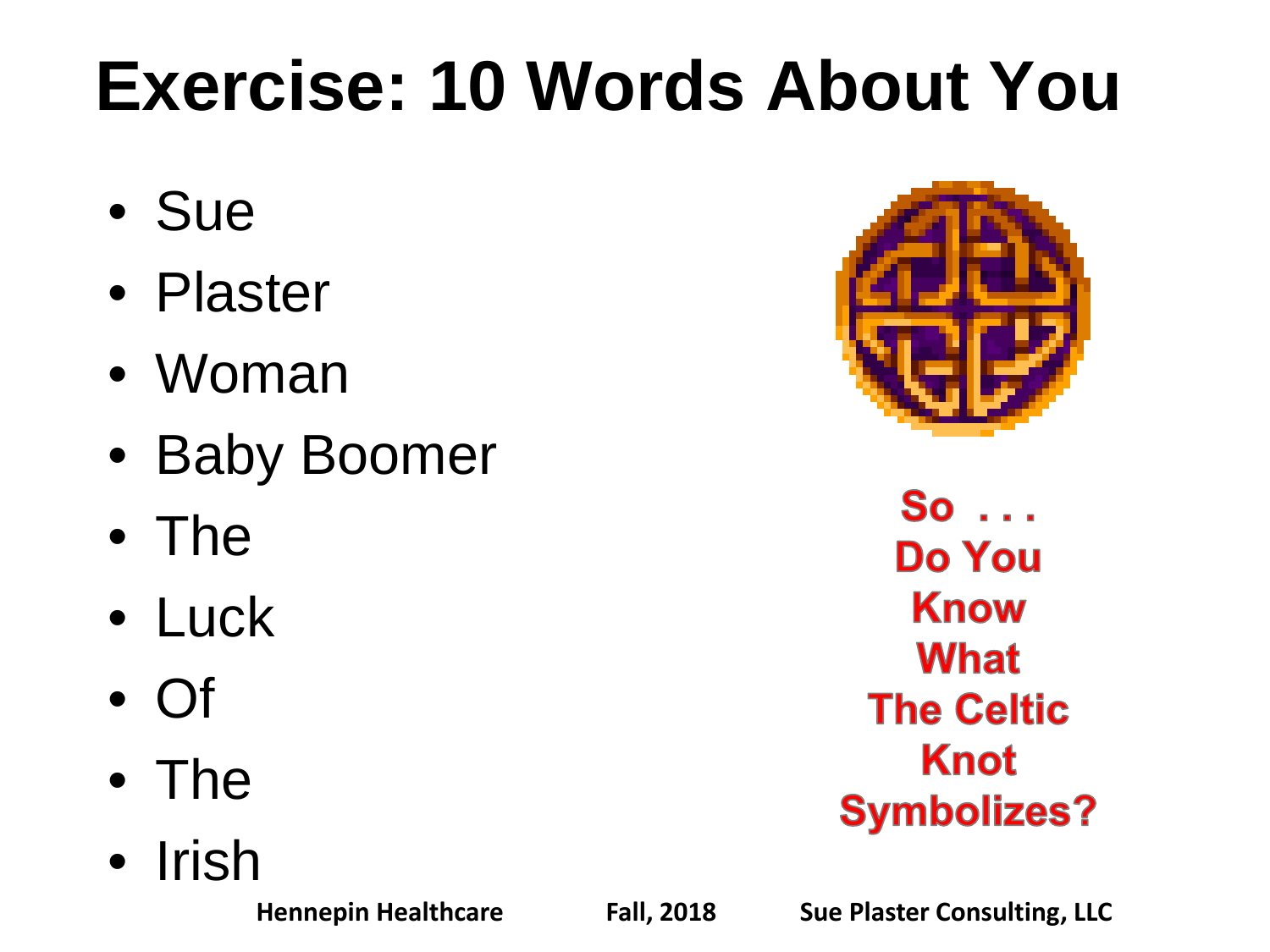# Exercise: 10 Words About You

- Sue
- Plaster
- Woman
- Baby Boomer
- The
- Luck
- Of
- The
- Irish

**So . . . Do You Know What The Celtic Knot Symbolizes?**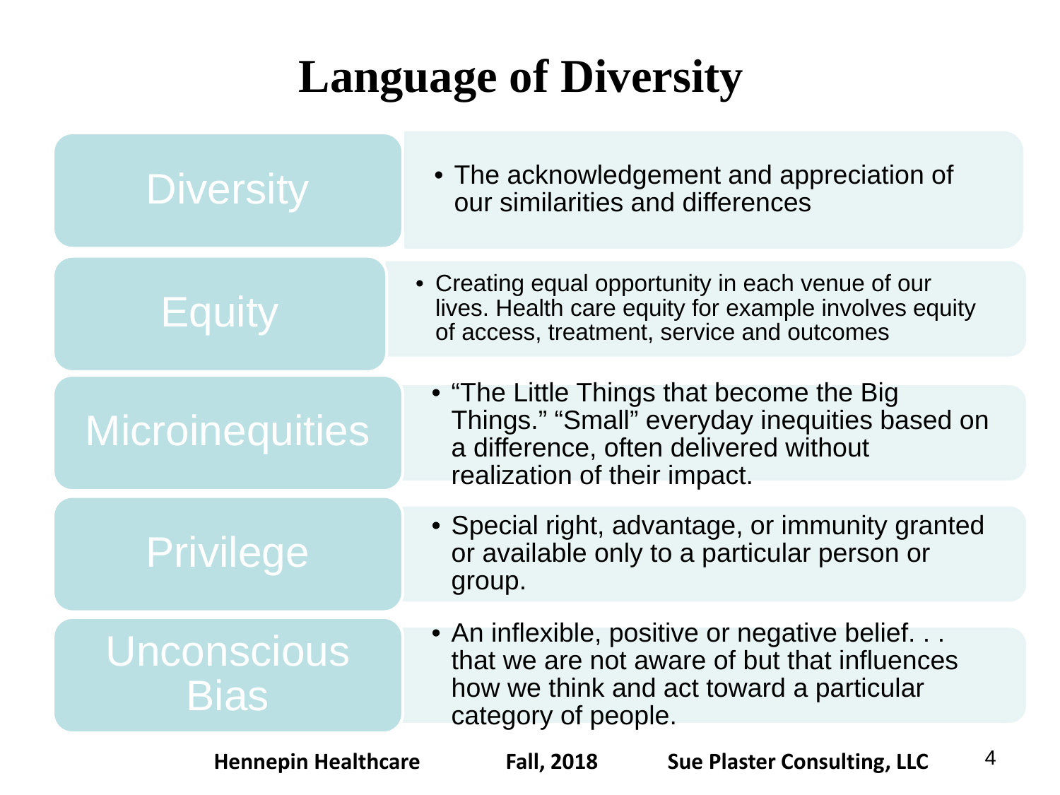# Language of Diversity

| Term | Definition |
| --- | --- |
| Diversity | The acknowledgement and appreciation of our similarities and differences |
| Equity | Creating equal opportunity in each venue of our lives. Health care equity for example involves equity of access, treatment, service and outcomes |
| Microinequities | "The Little Things that become the Big Things." "Small" everyday inequities based on a difference, often delivered without realization of their impact. |
| Privilege | Special right, advantage, or immunity granted or available only to a particular person or group. |
| Unconscious Bias | An inflexible, positive or negative belief. . . that we are not aware of but that influences how we think and act toward a particular category of people. |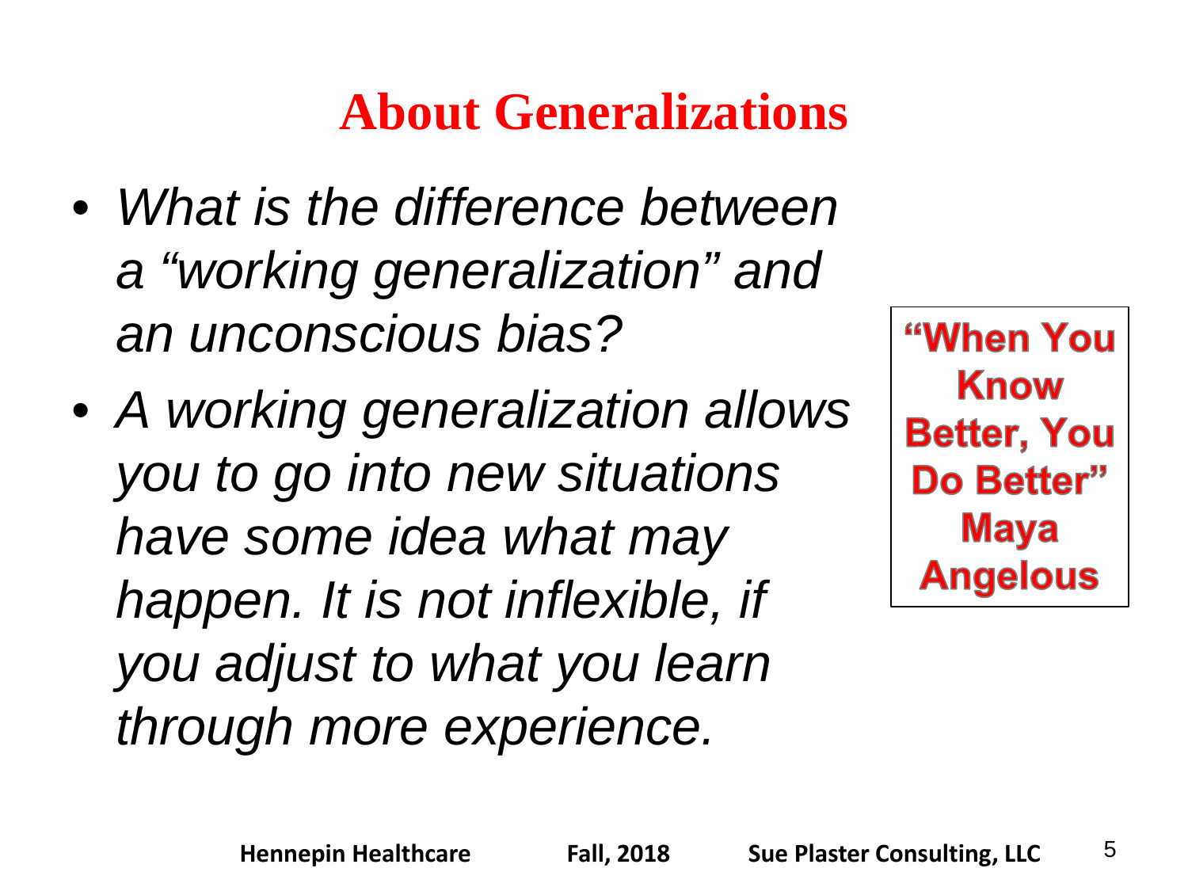# About Generalizations

- *What is the difference between a "working generalization" and an unconscious bias?*
- *A working generalization allows you to go into new situations have some idea what may happen. It is not inflexible, if you adjust to what you learn through more experience.*

**"When You Know Better, You Do Better" Maya Angelous**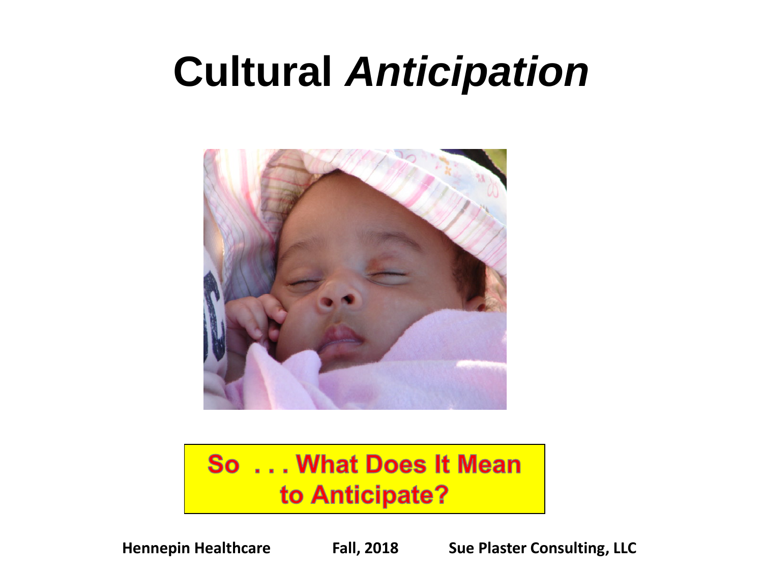# Cultural *Anticipation*

**So . . . What Does It Mean to Anticipate?**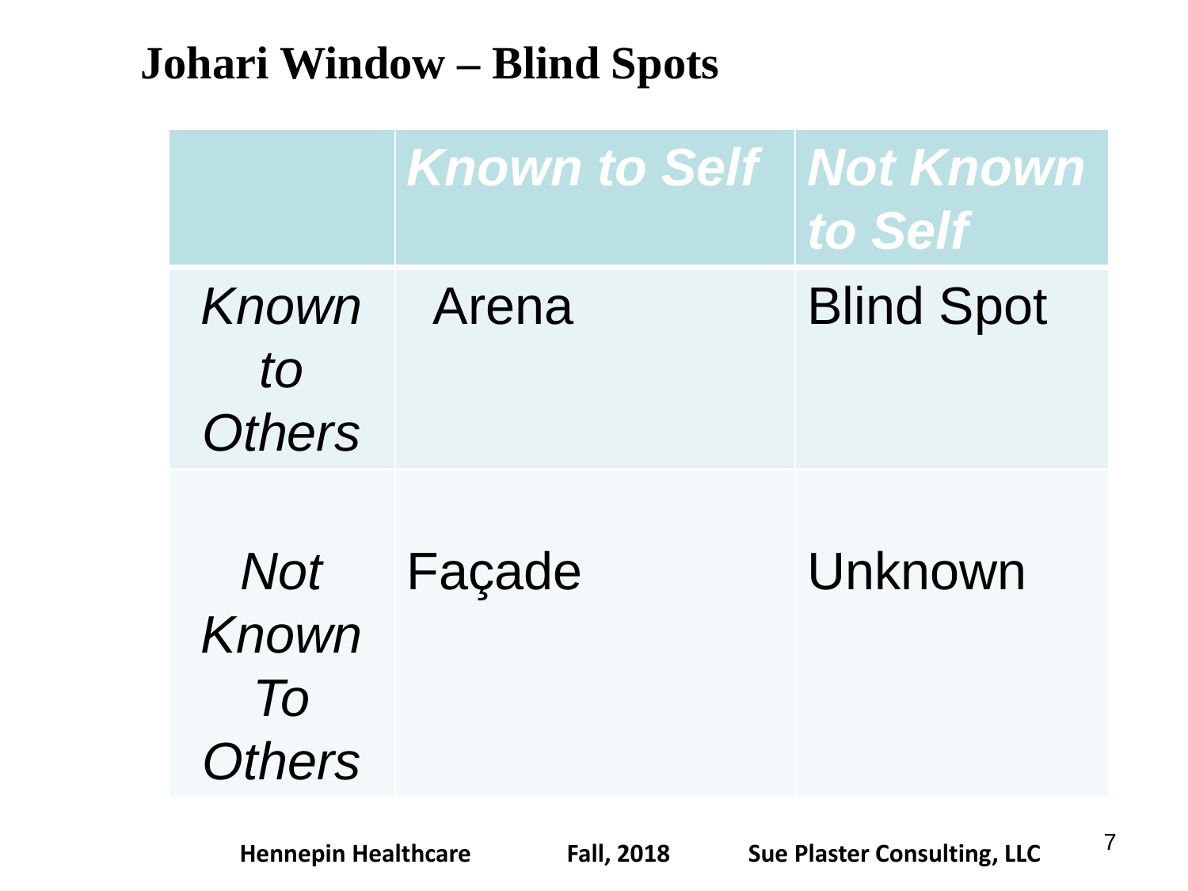# Johari Window – Blind Spots

| | *Known to Self* | *Not Known to Self* |
|---|---|---|
| *Known to Others* | Arena | Blind Spot |
| *Not Known To Others* | Façade | Unknown |

**Hennepin Healthcare** **Fall, 2018** **Sue Plaster Consulting, LLC**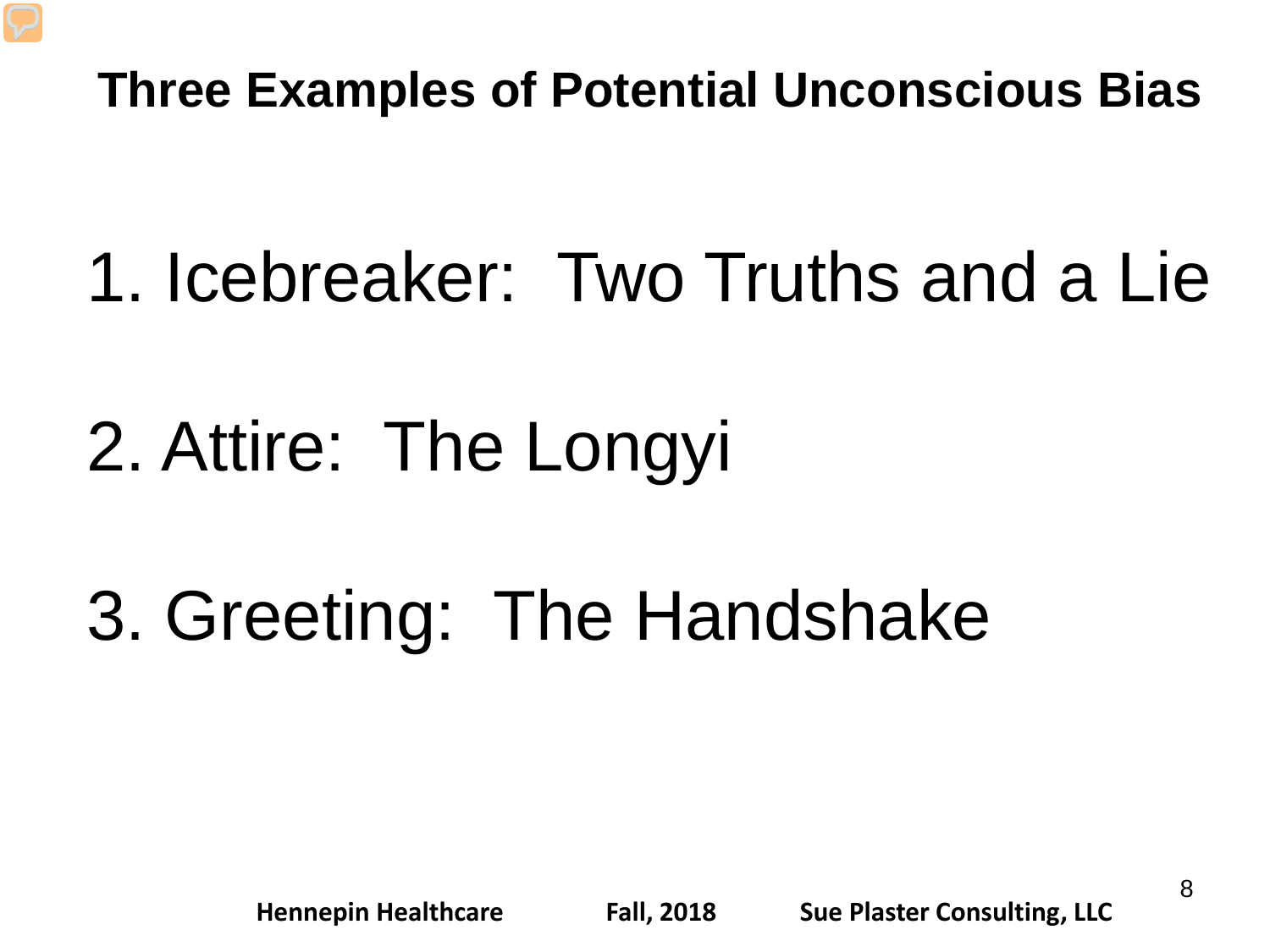# Three Examples of Potential Unconscious Bias

1. Icebreaker: Two Truths and a Lie
2. Attire: The Longyi
3. Greeting: The Handshake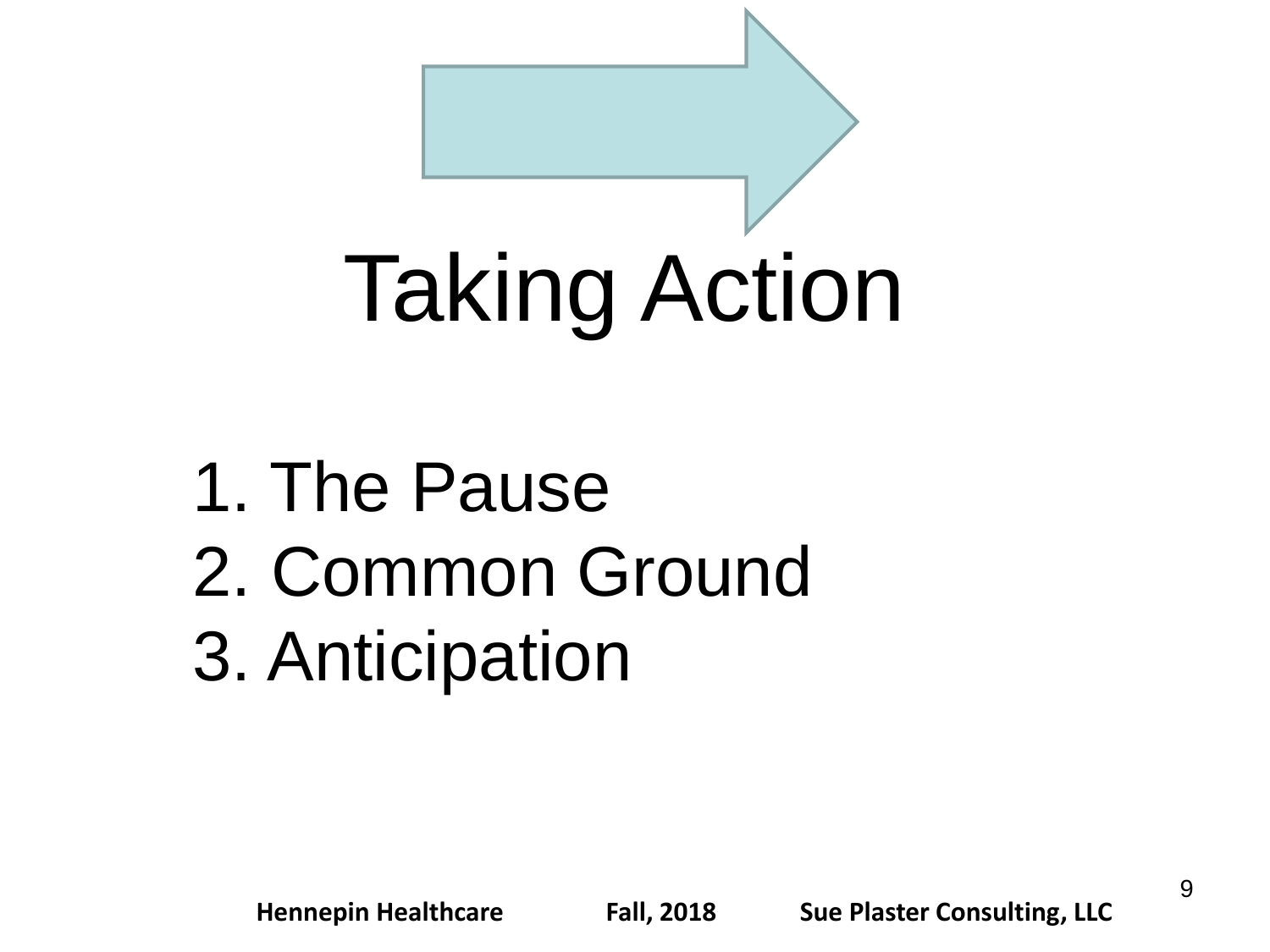# Taking Action

1. The Pause
2. Common Ground
3. Anticipation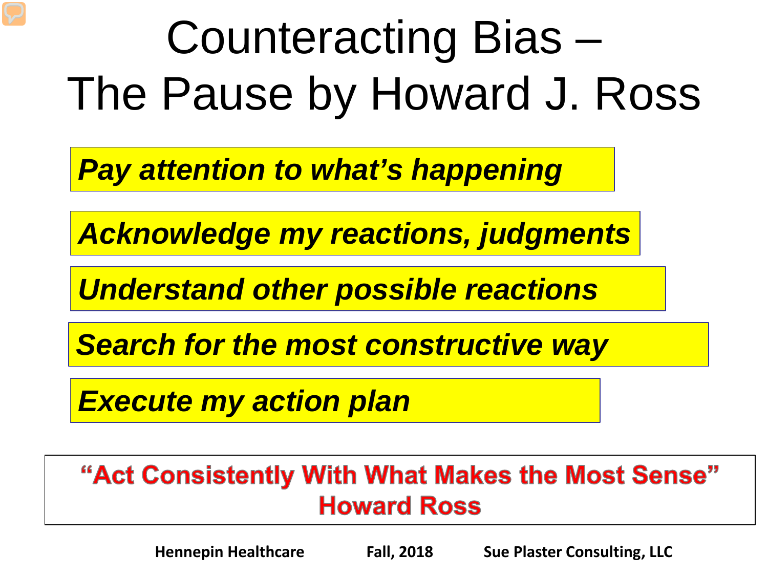# Counteracting Bias – The Pause by Howard J. Ross

***Pay attention to what's happening***

***Acknowledge my reactions, judgments***

***Understand other possible reactions***

***Search for the most constructive way***

***Execute my action plan***

**"Act Consistently With What Makes the Most Sense"**
**Howard Ross**

**Hennepin Healthcare** **Fall, 2018** **Sue Plaster Consulting, LLC**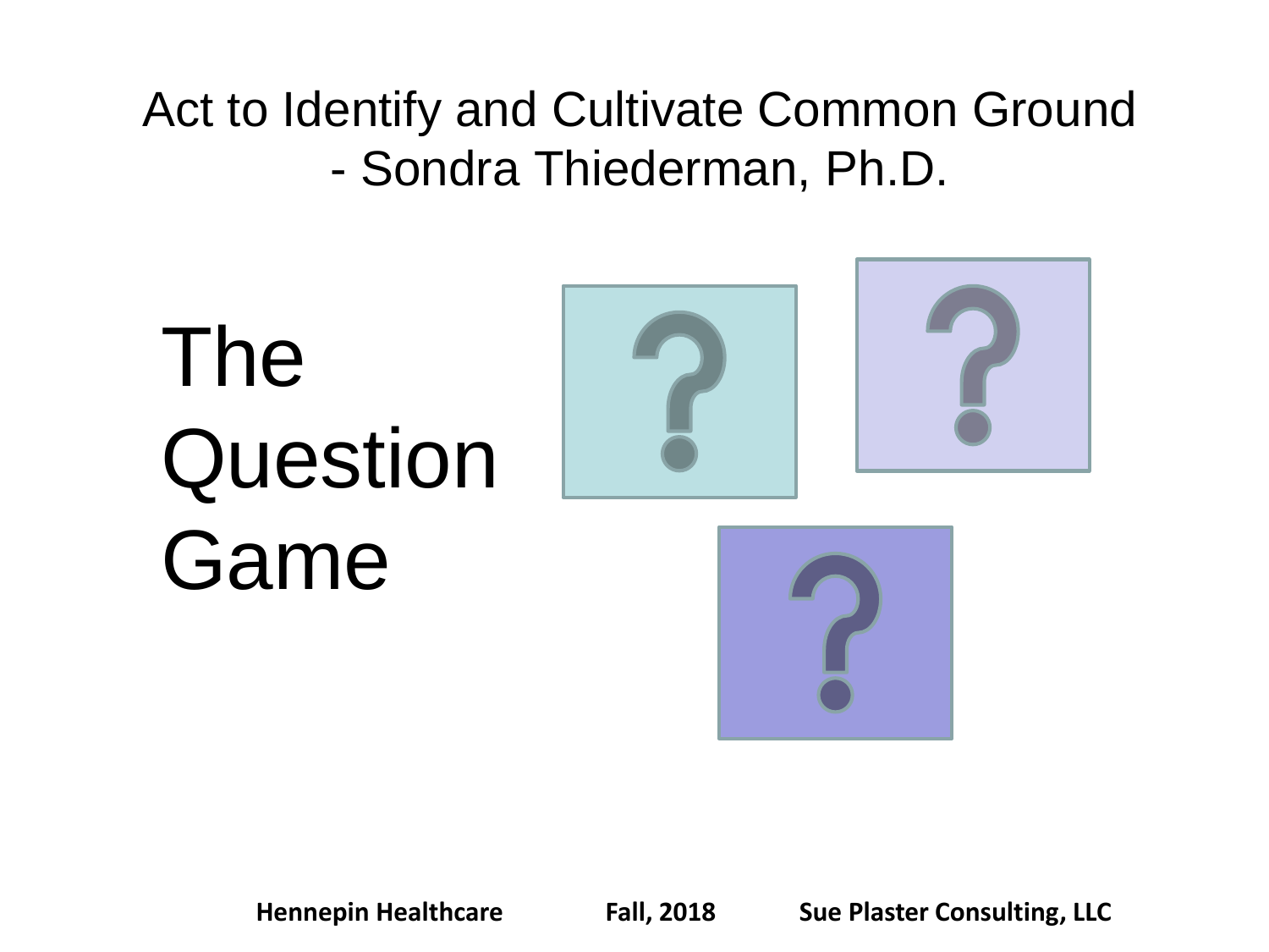# Act to Identify and Cultivate Common Ground - Sondra Thiederman, Ph.D.

The Question Game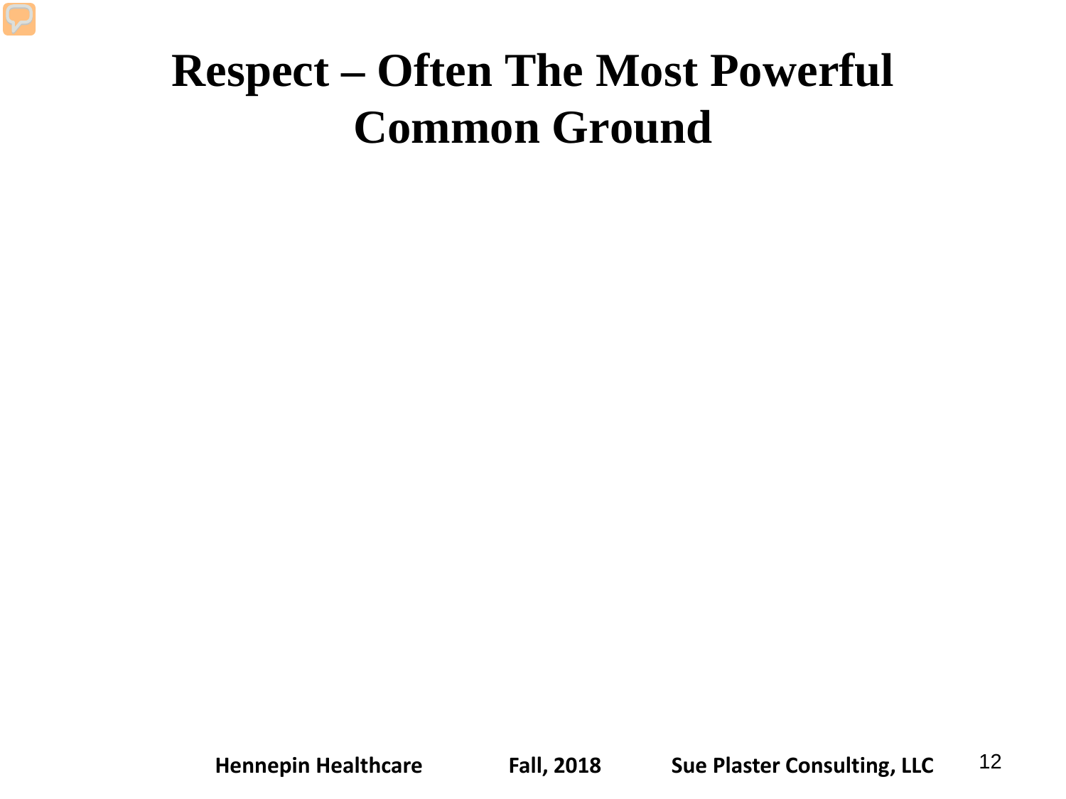# Respect – Often The Most Powerful Common Ground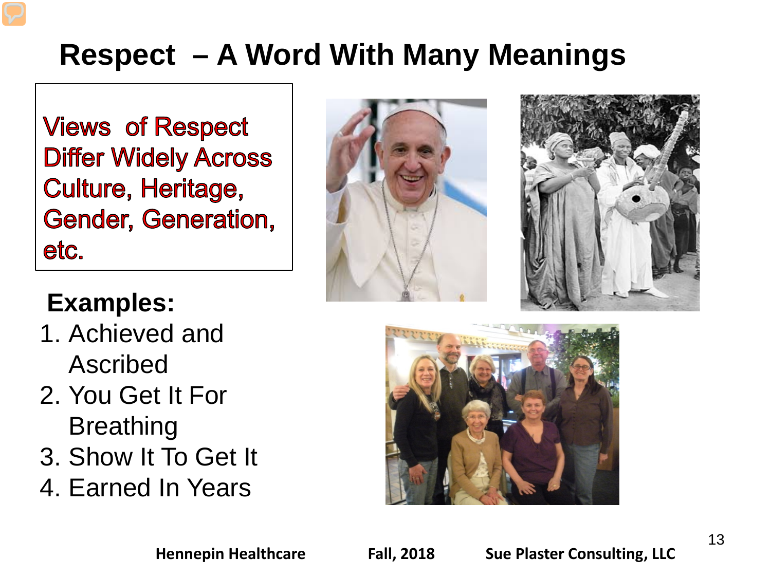# Respect – A Word With Many Meanings

Views of Respect Differ Widely Across Culture, Heritage, Gender, Generation, etc.

**Examples:**

1. Achieved and Ascribed
2. You Get It For Breathing
3. Show It To Get It
4. Earned In Years

Hennepin Healthcare Fall, 2018 Sue Plaster Consulting, LLC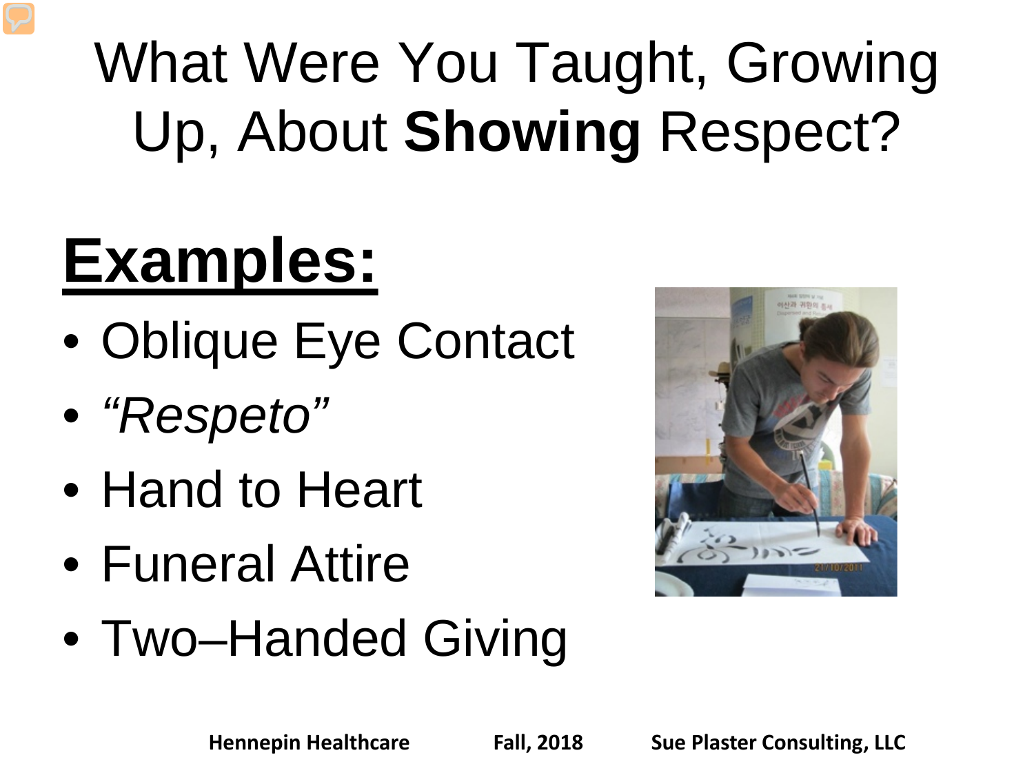# What Were You Taught, Growing Up, About **Showing** Respect?

## Examples:

- Oblique Eye Contact
- *"Respeto"*
- Hand to Heart
- Funeral Attire
- Two–Handed Giving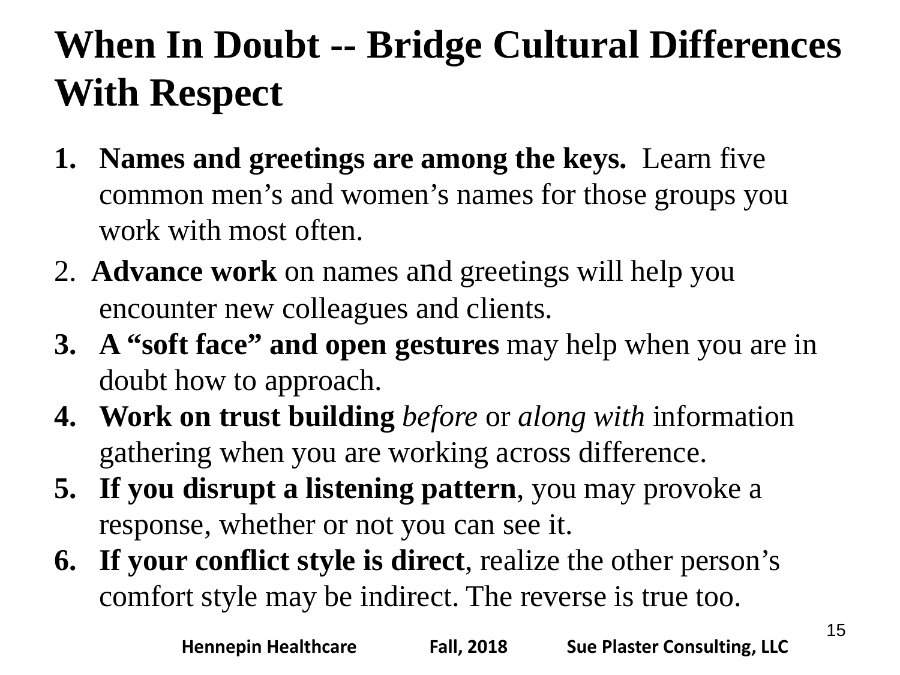# When In Doubt -- Bridge Cultural Differences With Respect

1. **Names and greetings are among the keys.** Learn five common men's and women's names for those groups you work with most often.
2. **Advance work** on names and greetings will help you encounter new colleagues and clients.
3. **A "soft face" and open gestures** may help when you are in doubt how to approach.
4. **Work on trust building** *before* or *along with* information gathering when you are working across difference.
5. **If you disrupt a listening pattern**, you may provoke a response, whether or not you can see it.
6. **If your conflict style is direct**, realize the other person's comfort style may be indirect. The reverse is true too.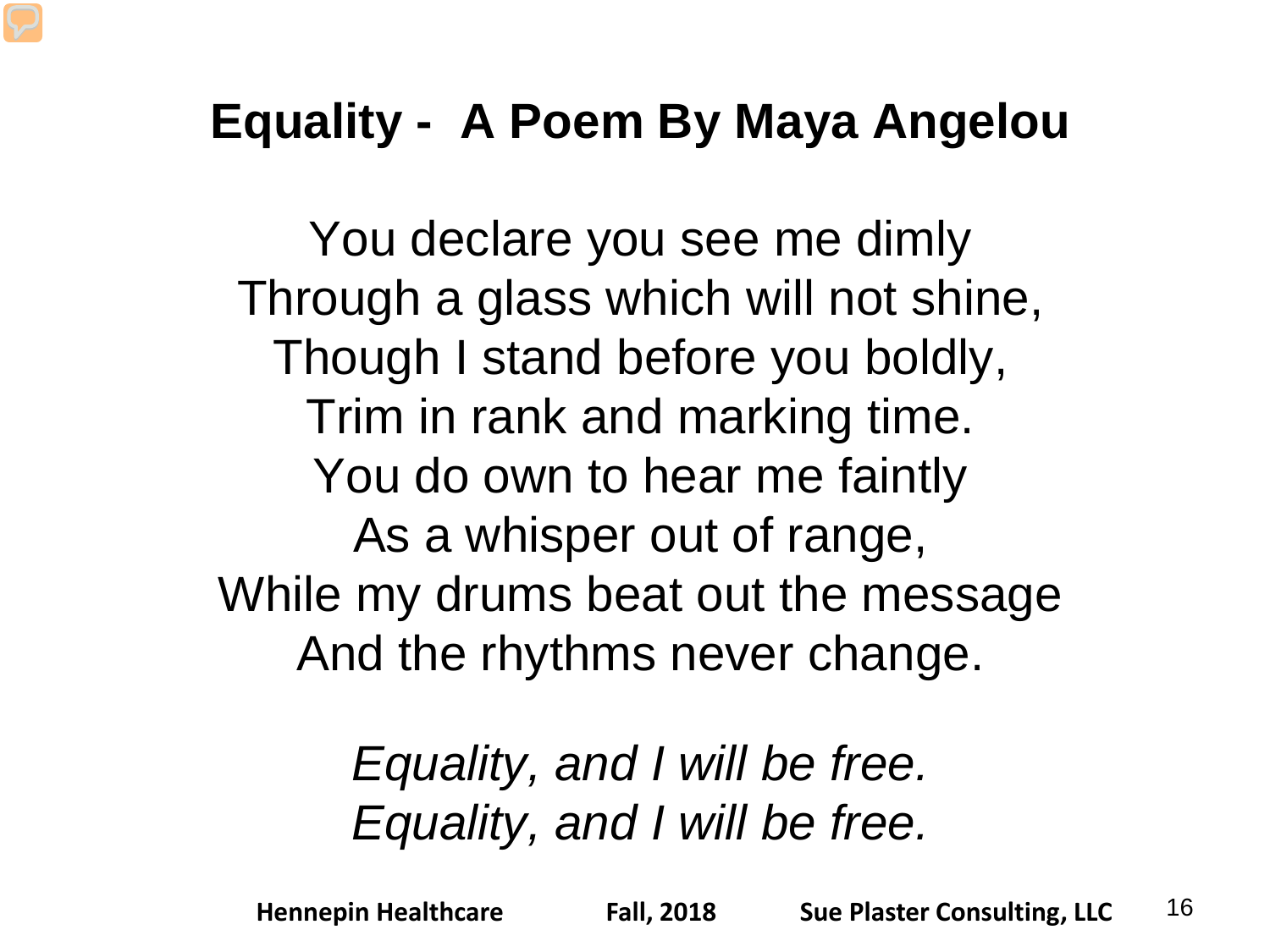# Equality - A Poem By Maya Angelou

You declare you see me dimly
Through a glass which will not shine,
Though I stand before you boldly,
Trim in rank and marking time.
You do own to hear me faintly
As a whisper out of range,
While my drums beat out the message
And the rhythms never change.

*Equality, and I will be free.*
*Equality, and I will be free.*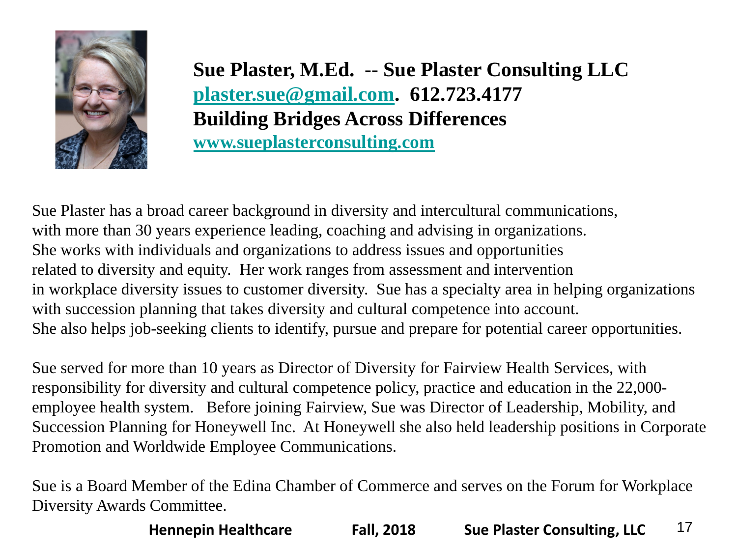**Sue Plaster, M.Ed. -- Sue Plaster Consulting LLC**
**[plaster.sue@gmail.com](mailto:plaster.sue@gmail.com). 612.723.4177**
**Building Bridges Across Differences**
**[www.sueplasterconsulting.com](http://www.sueplasterconsulting.com)**

Sue Plaster has a broad career background in diversity and intercultural communications, with more than 30 years experience leading, coaching and advising in organizations. She works with individuals and organizations to address issues and opportunities related to diversity and equity. Her work ranges from assessment and intervention in workplace diversity issues to customer diversity. Sue has a specialty area in helping organizations with succession planning that takes diversity and cultural competence into account. She also helps job-seeking clients to identify, pursue and prepare for potential career opportunities.

Sue served for more than 10 years as Director of Diversity for Fairview Health Services, with responsibility for diversity and cultural competence policy, practice and education in the 22,000-employee health system. Before joining Fairview, Sue was Director of Leadership, Mobility, and Succession Planning for Honeywell Inc. At Honeywell she also held leadership positions in Corporate Promotion and Worldwide Employee Communications.

Sue is a Board Member of the Edina Chamber of Commerce and serves on the Forum for Workplace Diversity Awards Committee.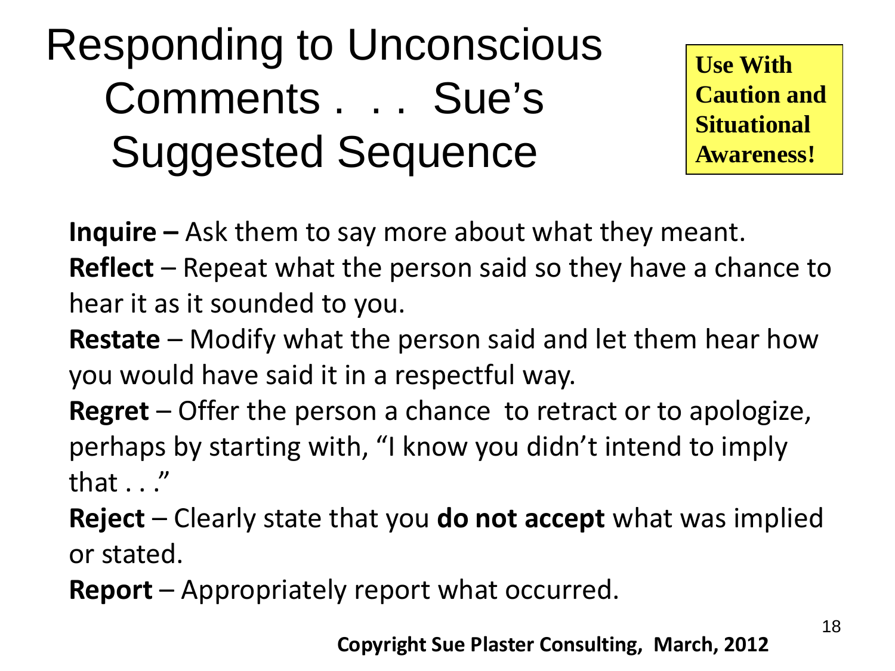# Responding to Unconscious Comments . . . Sue's Suggested Sequence

**Use With Caution and Situational Awareness!**

**Inquire –** Ask them to say more about what they meant.

**Reflect** – Repeat what the person said so they have a chance to hear it as it sounded to you.

**Restate** – Modify what the person said and let them hear how you would have said it in a respectful way.

**Regret** – Offer the person a chance to retract or to apologize, perhaps by starting with, "I know you didn't intend to imply that . . ."

**Reject** – Clearly state that you **do not accept** what was implied or stated.

**Report** – Appropriately report what occurred.

**Copyright Sue Plaster Consulting, March, 2012**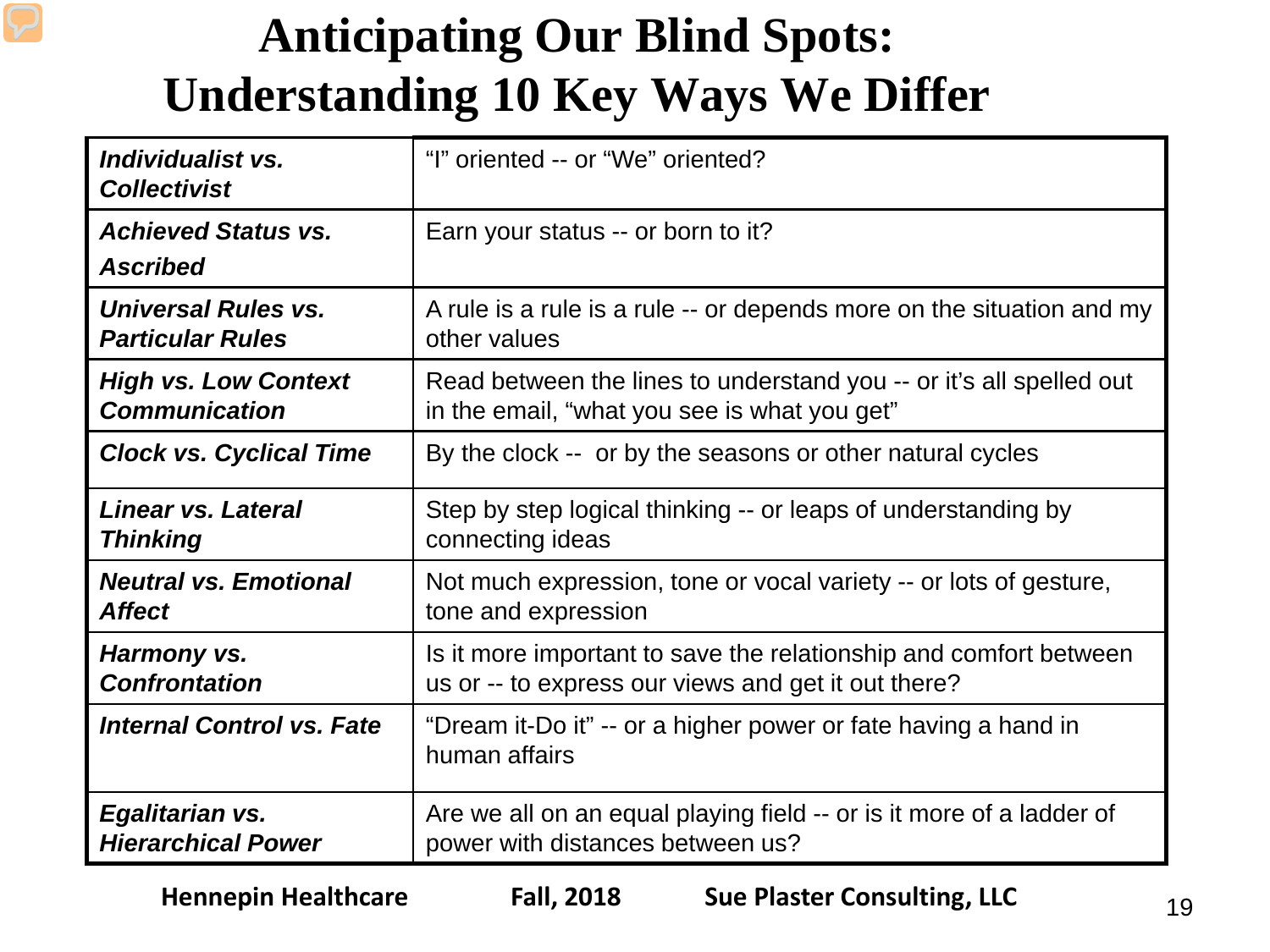# Anticipating Our Blind Spots: Understanding 10 Key Ways We Differ

| | |
|---|---|
| ***Individualist vs. Collectivist*** | "I" oriented -- or "We" oriented? |
| ***Achieved Status vs. Ascribed*** | Earn your status -- or born to it? |
| ***Universal Rules vs. Particular Rules*** | A rule is a rule is a rule -- or depends more on the situation and my other values |
| ***High vs. Low Context Communication*** | Read between the lines to understand you -- or it's all spelled out in the email, "what you see is what you get" |
| ***Clock vs. Cyclical Time*** | By the clock -- or by the seasons or other natural cycles |
| ***Linear vs. Lateral Thinking*** | Step by step logical thinking -- or leaps of understanding by connecting ideas |
| ***Neutral vs. Emotional Affect*** | Not much expression, tone or vocal variety -- or lots of gesture, tone and expression |
| ***Harmony vs. Confrontation*** | Is it more important to save the relationship and comfort between us or -- to express our views and get it out there? |
| ***Internal Control vs. Fate*** | "Dream it-Do it" -- or a higher power or fate having a hand in human affairs |
| ***Egalitarian vs. Hierarchical Power*** | Are we all on an equal playing field -- or is it more of a ladder of power with distances between us? |

**Hennepin Healthcare** **Fall, 2018** **Sue Plaster Consulting, LLC**